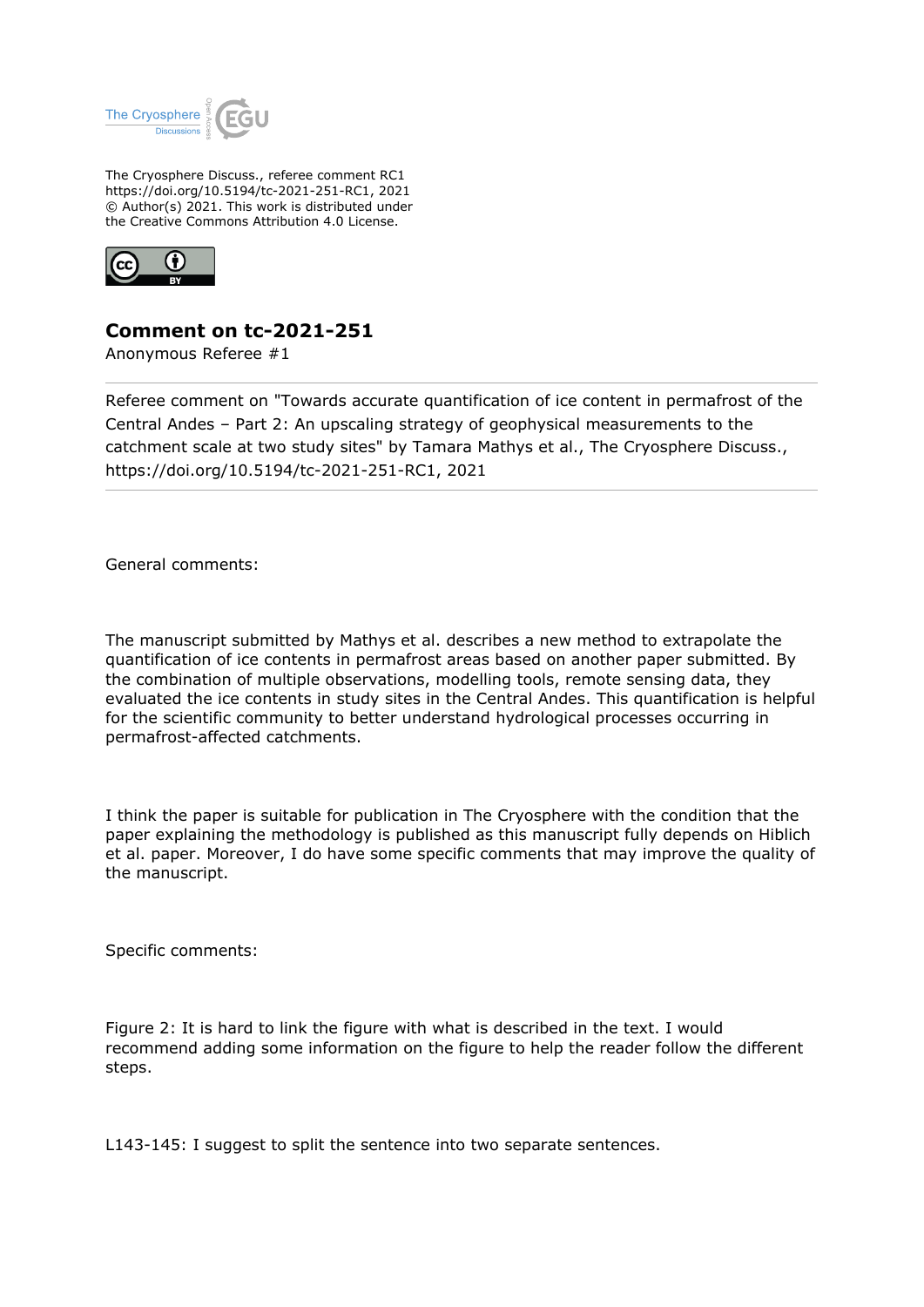The Cryosphere Discuss., referee comment RC1
https://doi.org/10.5194/tc-2021-251-RC1, 2021
© Author(s) 2021. This work is distributed under
the Creative Commons Attribution 4.0 License.

# Comment on tc-2021-251

Anonymous Referee #1

Referee comment on "Towards accurate quantification of ice content in permafrost of the Central Andes – Part 2: An upscaling strategy of geophysical measurements to the catchment scale at two study sites" by Tamara Mathys et al., The Cryosphere Discuss., https://doi.org/10.5194/tc-2021-251-RC1, 2021

General comments:

The manuscript submitted by Mathys et al. describes a new method to extrapolate the quantification of ice contents in permafrost areas based on another paper submitted. By the combination of multiple observations, modelling tools, remote sensing data, they evaluated the ice contents in study sites in the Central Andes. This quantification is helpful for the scientific community to better understand hydrological processes occurring in permafrost-affected catchments.

I think the paper is suitable for publication in The Cryosphere with the condition that the paper explaining the methodology is published as this manuscript fully depends on Hiblich et al. paper. Moreover, I do have some specific comments that may improve the quality of the manuscript.

Specific comments:

Figure 2: It is hard to link the figure with what is described in the text. I would recommend adding some information on the figure to help the reader follow the different steps.

L143-145: I suggest to split the sentence into two separate sentences.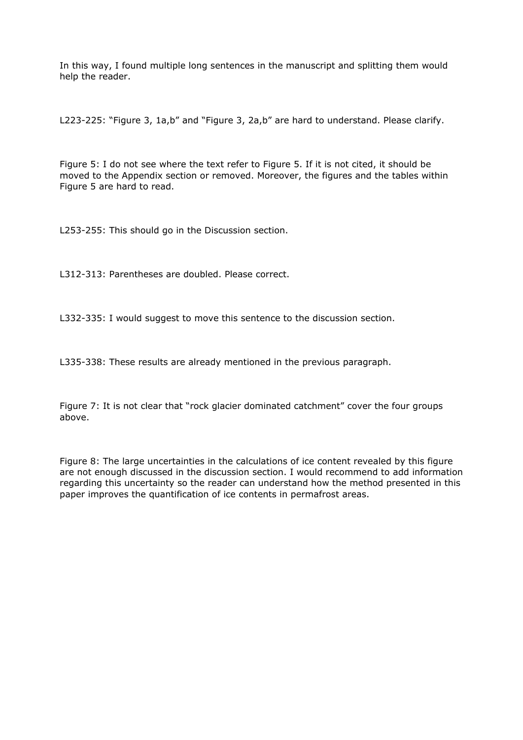In this way, I found multiple long sentences in the manuscript and splitting them would help the reader.

L223-225: “Figure 3, 1a,b” and “Figure 3, 2a,b” are hard to understand. Please clarify.

Figure 5: I do not see where the text refer to Figure 5. If it is not cited, it should be moved to the Appendix section or removed. Moreover, the figures and the tables within Figure 5 are hard to read.

L253-255: This should go in the Discussion section.

L312-313: Parentheses are doubled. Please correct.

L332-335: I would suggest to move this sentence to the discussion section.

L335-338: These results are already mentioned in the previous paragraph.

Figure 7: It is not clear that “rock glacier dominated catchment” cover the four groups above.

Figure 8: The large uncertainties in the calculations of ice content revealed by this figure are not enough discussed in the discussion section. I would recommend to add information regarding this uncertainty so the reader can understand how the method presented in this paper improves the quantification of ice contents in permafrost areas.